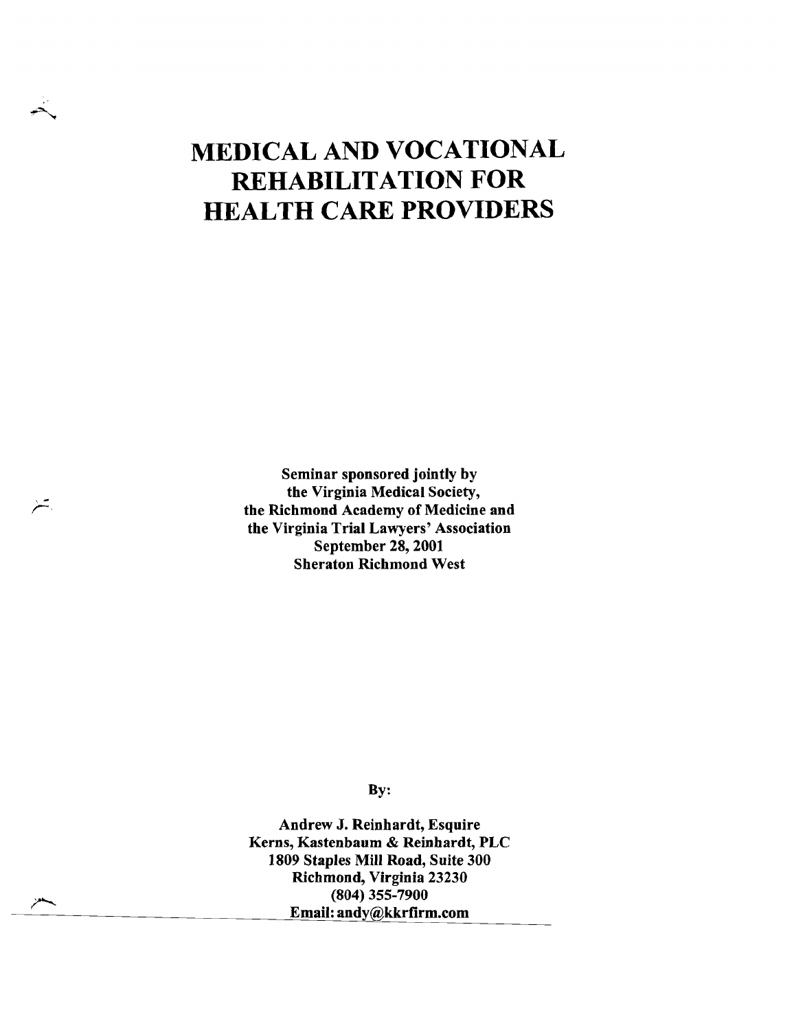# MEDICAL AND VOCATIONAL REHABILITATION FOR HEALTH CARE PROVIDERS

**Seminar sponsored jointly by**
**the Virginia Medical Society,**
**the Richmond Academy of Medicine and**
**the Virginia Trial Lawyers' Association**
**September 28, 2001**
**Sheraton Richmond West**

**By:**

**Andrew J. Reinhardt, Esquire**
**Kerns, Kastenbaum & Reinhardt, PLC**
**1809 Staples Mill Road, Suite 300**
**Richmond, Virginia 23230**
**(804) 355-7900**
**Email: andy@kkrfirm.com**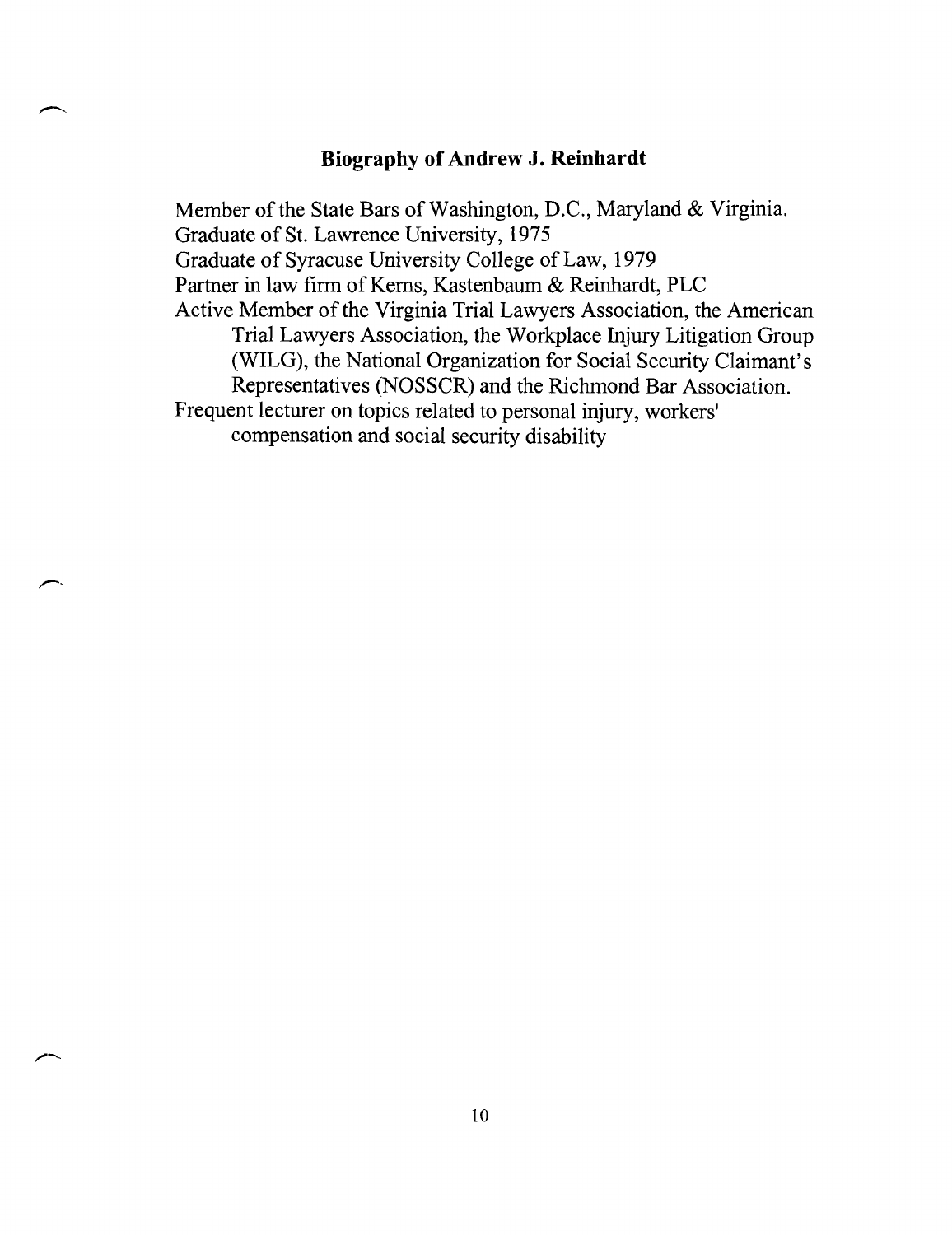## Biography of Andrew J. Reinhardt

Member of the State Bars of Washington, D.C., Maryland & Virginia.
Graduate of St. Lawrence University, 1975
Graduate of Syracuse University College of Law, 1979
Partner in law firm of Kerns, Kastenbaum & Reinhardt, PLC
Active Member of the Virginia Trial Lawyers Association, the American Trial Lawyers Association, the Workplace Injury Litigation Group (WILG), the National Organization for Social Security Claimant's Representatives (NOSSCR) and the Richmond Bar Association.
Frequent lecturer on topics related to personal injury, workers' compensation and social security disability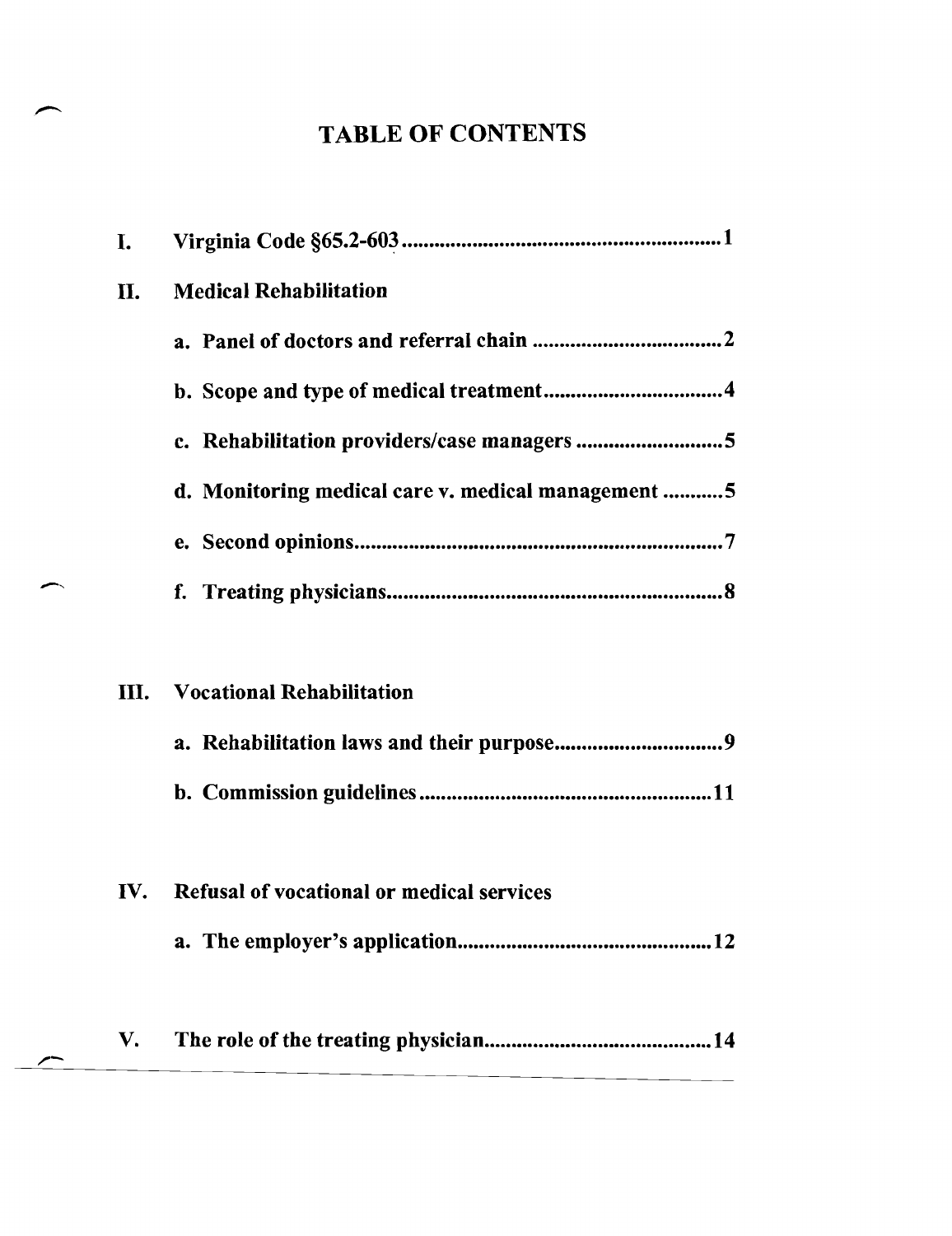# TABLE OF CONTENTS

**I. Virginia Code §65.2-603 ........................................................ 1**

**II. Medical Rehabilitation**

- **a. Panel of doctors and referral chain .................................. 2**
- **b. Scope and type of medical treatment................................ 4**
- **c. Rehabilitation providers/case managers ........................... 5**
- **d. Monitoring medical care v. medical management ........... 5**
- **e. Second opinions................................................................ 7**
- **f. Treating physicians............................................................ 8**

**III. Vocational Rehabilitation**

- **a. Rehabilitation laws and their purpose............................... 9**
- **b. Commission guidelines ................................................... 11**

**IV. Refusal of vocational or medical services**

- **a. The employer's application............................................. 12**

**V. The role of the treating physician.......................................... 14**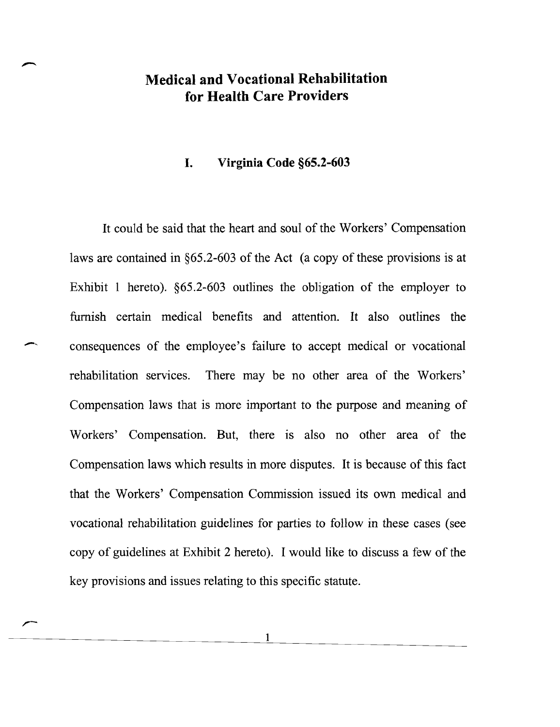# Medical and Vocational Rehabilitation for Health Care Providers

## I. Virginia Code §65.2-603

It could be said that the heart and soul of the Workers' Compensation laws are contained in §65.2-603 of the Act (a copy of these provisions is at Exhibit 1 hereto). §65.2-603 outlines the obligation of the employer to furnish certain medical benefits and attention. It also outlines the consequences of the employee's failure to accept medical or vocational rehabilitation services. There may be no other area of the Workers' Compensation laws that is more important to the purpose and meaning of Workers' Compensation. But, there is also no other area of the Compensation laws which results in more disputes. It is because of this fact that the Workers' Compensation Commission issued its own medical and vocational rehabilitation guidelines for parties to follow in these cases (see copy of guidelines at Exhibit 2 hereto). I would like to discuss a few of the key provisions and issues relating to this specific statute.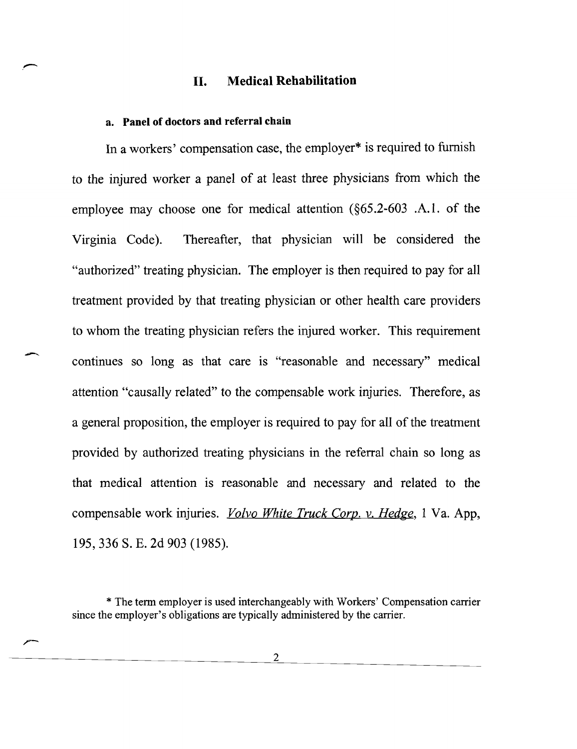## II. Medical Rehabilitation

### a. Panel of doctors and referral chain

In a workers' compensation case, the employer* is required to furnish to the injured worker a panel of at least three physicians from which the employee may choose one for medical attention (§65.2-603 .A.1. of the Virginia Code). Thereafter, that physician will be considered the "authorized" treating physician. The employer is then required to pay for all treatment provided by that treating physician or other health care providers to whom the treating physician refers the injured worker. This requirement continues so long as that care is "reasonable and necessary" medical attention "causally related" to the compensable work injuries. Therefore, as a general proposition, the employer is required to pay for all of the treatment provided by authorized treating physicians in the referral chain so long as that medical attention is reasonable and necessary and related to the compensable work injuries. *Volvo White Truck Corp. v. Hedge*, 1 Va. App, 195, 336 S. E. 2d 903 (1985).

* The term employer is used interchangeably with Workers' Compensation carrier since the employer's obligations are typically administered by the carrier.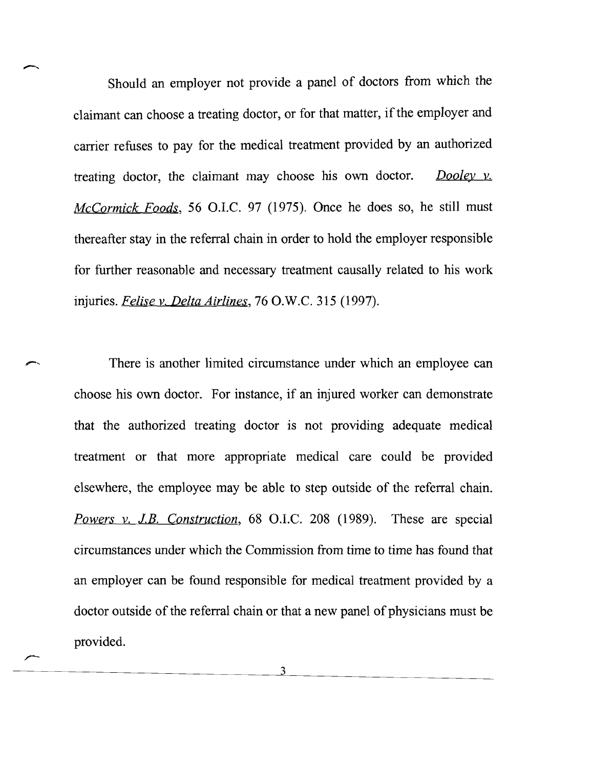Should an employer not provide a panel of doctors from which the claimant can choose a treating doctor, or for that matter, if the employer and carrier refuses to pay for the medical treatment provided by an authorized treating doctor, the claimant may choose his own doctor. *Dooley v. McCormick Foods*, 56 O.I.C. 97 (1975). Once he does so, he still must thereafter stay in the referral chain in order to hold the employer responsible for further reasonable and necessary treatment causally related to his work injuries. *Felise v. Delta Airlines*, 76 O.W.C. 315 (1997).

There is another limited circumstance under which an employee can choose his own doctor. For instance, if an injured worker can demonstrate that the authorized treating doctor is not providing adequate medical treatment or that more appropriate medical care could be provided elsewhere, the employee may be able to step outside of the referral chain. *Powers v. J.B. Construction*, 68 O.I.C. 208 (1989). These are special circumstances under which the Commission from time to time has found that an employer can be found responsible for medical treatment provided by a doctor outside of the referral chain or that a new panel of physicians must be provided.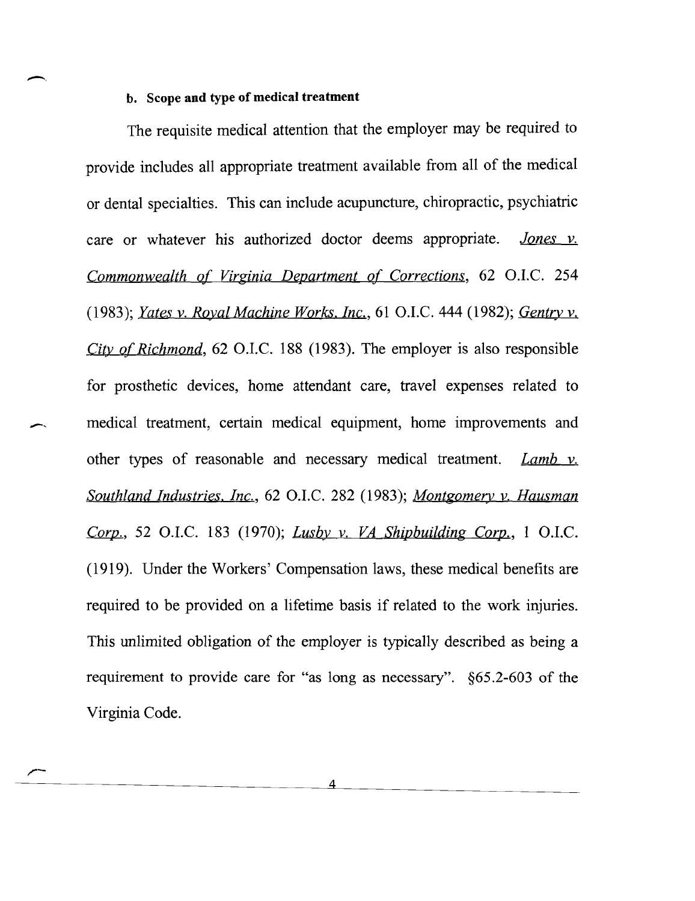**b. Scope and type of medical treatment**

The requisite medical attention that the employer may be required to provide includes all appropriate treatment available from all of the medical or dental specialties. This can include acupuncture, chiropractic, psychiatric care or whatever his authorized doctor deems appropriate. *Jones v. Commonwealth of Virginia Department of Corrections*, 62 O.I.C. 254 (1983); *Yates v. Royal Machine Works, Inc.*, 61 O.I.C. 444 (1982); *Gentry v. City of Richmond*, 62 O.I.C. 188 (1983). The employer is also responsible for prosthetic devices, home attendant care, travel expenses related to medical treatment, certain medical equipment, home improvements and other types of reasonable and necessary medical treatment. *Lamb v. Southland Industries, Inc.*, 62 O.I.C. 282 (1983); *Montgomery v. Hausman Corp.*, 52 O.I.C. 183 (1970); *Lusby v. VA Shipbuilding Corp.*, 1 O.I.C. (1919). Under the Workers' Compensation laws, these medical benefits are required to be provided on a lifetime basis if related to the work injuries. This unlimited obligation of the employer is typically described as being a requirement to provide care for "as long as necessary". §65.2-603 of the Virginia Code.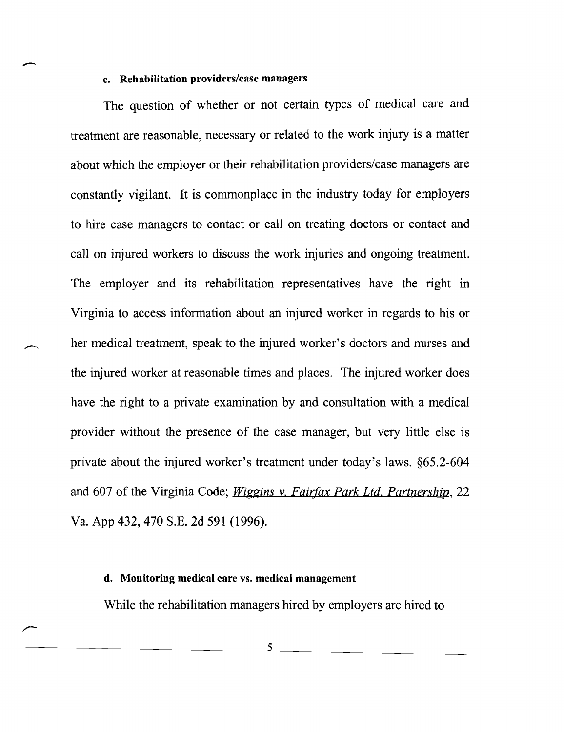### c. Rehabilitation providers/case managers

The question of whether or not certain types of medical care and treatment are reasonable, necessary or related to the work injury is a matter about which the employer or their rehabilitation providers/case managers are constantly vigilant. It is commonplace in the industry today for employers to hire case managers to contact or call on treating doctors or contact and call on injured workers to discuss the work injuries and ongoing treatment. The employer and its rehabilitation representatives have the right in Virginia to access information about an injured worker in regards to his or her medical treatment, speak to the injured worker's doctors and nurses and the injured worker at reasonable times and places. The injured worker does have the right to a private examination by and consultation with a medical provider without the presence of the case manager, but very little else is private about the injured worker's treatment under today's laws. §65.2-604 and 607 of the Virginia Code; *Wiggins v. Fairfax Park Ltd. Partnership*, 22 Va. App 432, 470 S.E. 2d 591 (1996).

### d. Monitoring medical care vs. medical management

While the rehabilitation managers hired by employers are hired to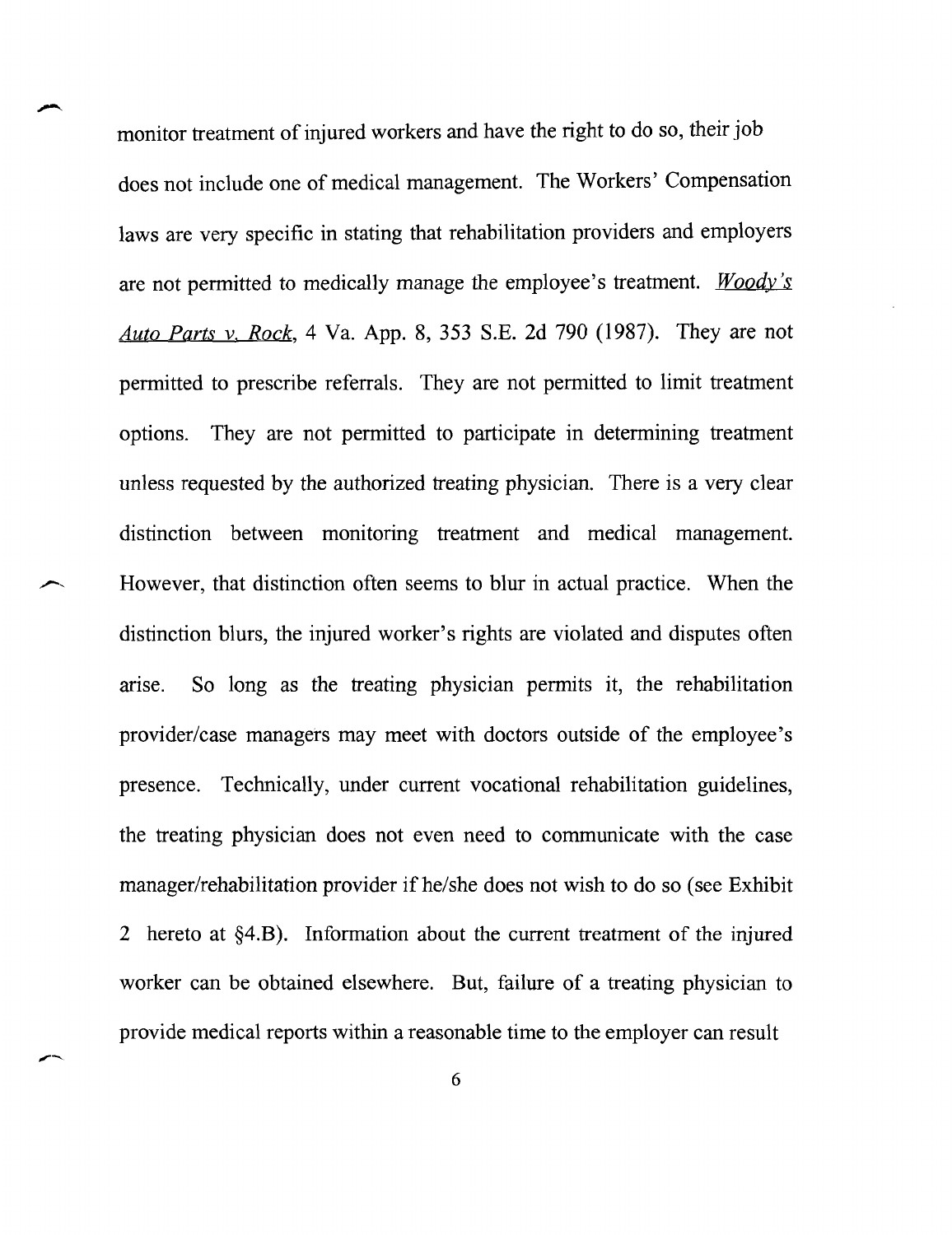monitor treatment of injured workers and have the right to do so, their job does not include one of medical management. The Workers' Compensation laws are very specific in stating that rehabilitation providers and employers are not permitted to medically manage the employee's treatment. *Woody's Auto Parts v. Rock*, 4 Va. App. 8, 353 S.E. 2d 790 (1987). They are not permitted to prescribe referrals. They are not permitted to limit treatment options. They are not permitted to participate in determining treatment unless requested by the authorized treating physician. There is a very clear distinction between monitoring treatment and medical management. However, that distinction often seems to blur in actual practice. When the distinction blurs, the injured worker's rights are violated and disputes often arise. So long as the treating physician permits it, the rehabilitation provider/case managers may meet with doctors outside of the employee's presence. Technically, under current vocational rehabilitation guidelines, the treating physician does not even need to communicate with the case manager/rehabilitation provider if he/she does not wish to do so (see Exhibit 2 hereto at §4.B). Information about the current treatment of the injured worker can be obtained elsewhere. But, failure of a treating physician to provide medical reports within a reasonable time to the employer can result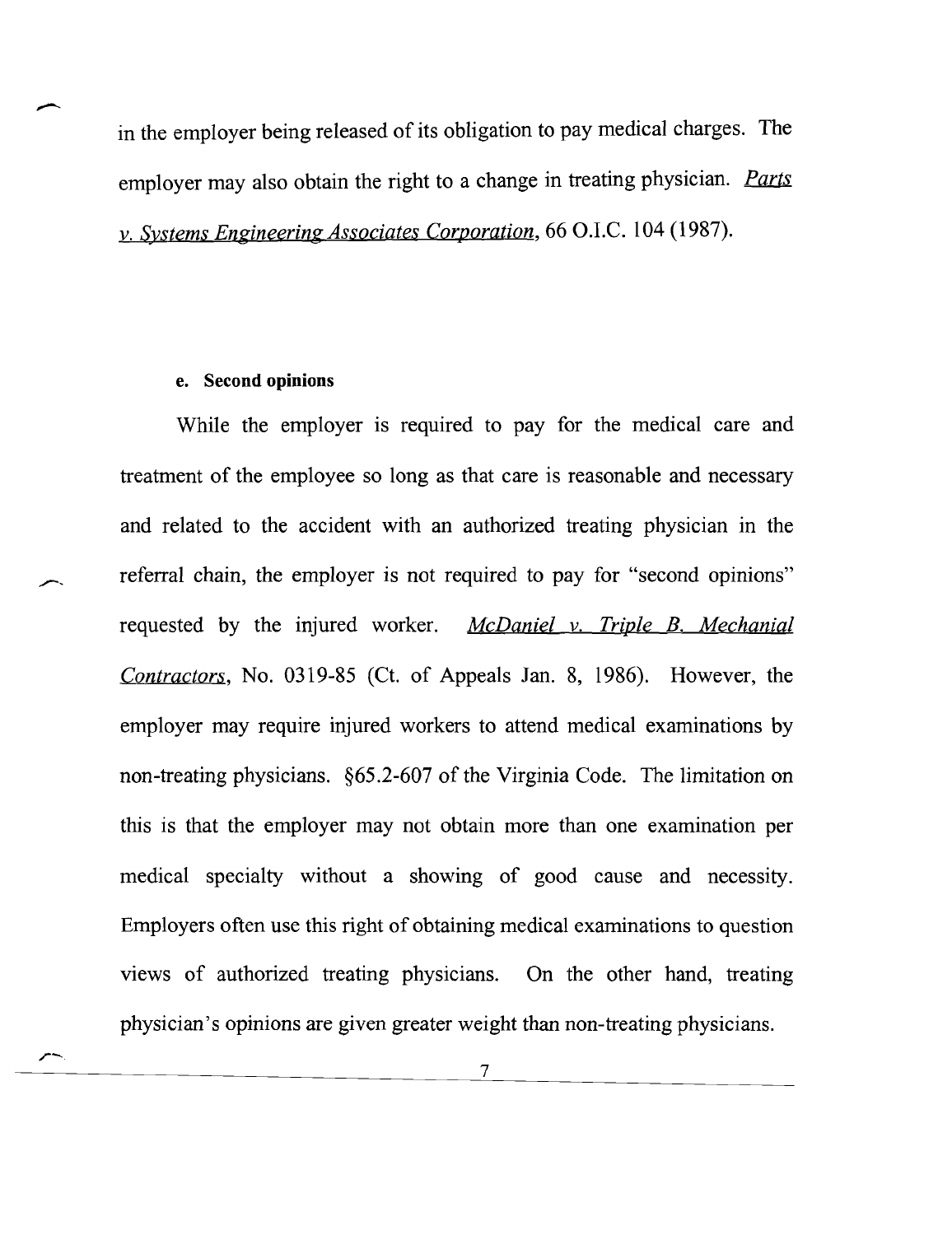in the employer being released of its obligation to pay medical charges. The employer may also obtain the right to a change in treating physician. *Parts v. Systems Engineering Associates Corporation*, 66 O.I.C. 104 (1987).

#### e. Second opinions

While the employer is required to pay for the medical care and treatment of the employee so long as that care is reasonable and necessary and related to the accident with an authorized treating physician in the referral chain, the employer is not required to pay for "second opinions" requested by the injured worker. *McDaniel v. Triple B. Mechanial Contractors*, No. 0319-85 (Ct. of Appeals Jan. 8, 1986). However, the employer may require injured workers to attend medical examinations by non-treating physicians. §65.2-607 of the Virginia Code. The limitation on this is that the employer may not obtain more than one examination per medical specialty without a showing of good cause and necessity. Employers often use this right of obtaining medical examinations to question views of authorized treating physicians. On the other hand, treating physician's opinions are given greater weight than non-treating physicians.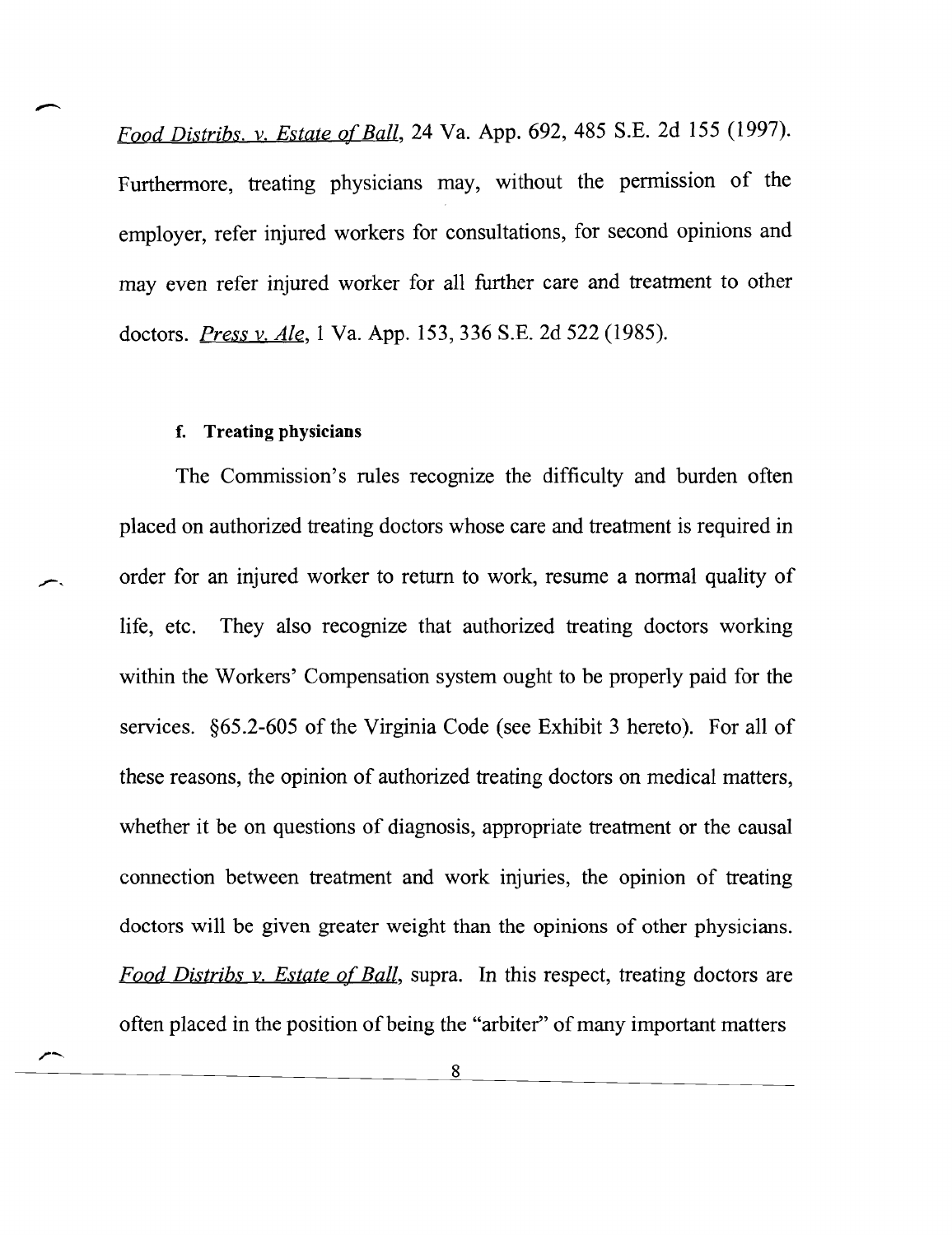*Food Distribs. v. Estate of Ball*, 24 Va. App. 692, 485 S.E. 2d 155 (1997). Furthermore, treating physicians may, without the permission of the employer, refer injured workers for consultations, for second opinions and may even refer injured worker for all further care and treatment to other doctors. *Press v. Ale*, 1 Va. App. 153, 336 S.E. 2d 522 (1985).

**f. Treating physicians**

The Commission's rules recognize the difficulty and burden often placed on authorized treating doctors whose care and treatment is required in order for an injured worker to return to work, resume a normal quality of life, etc. They also recognize that authorized treating doctors working within the Workers' Compensation system ought to be properly paid for the services. §65.2-605 of the Virginia Code (see Exhibit 3 hereto). For all of these reasons, the opinion of authorized treating doctors on medical matters, whether it be on questions of diagnosis, appropriate treatment or the causal connection between treatment and work injuries, the opinion of treating doctors will be given greater weight than the opinions of other physicians. *Food Distribs v. Estate of Ball*, supra. In this respect, treating doctors are often placed in the position of being the "arbiter" of many important matters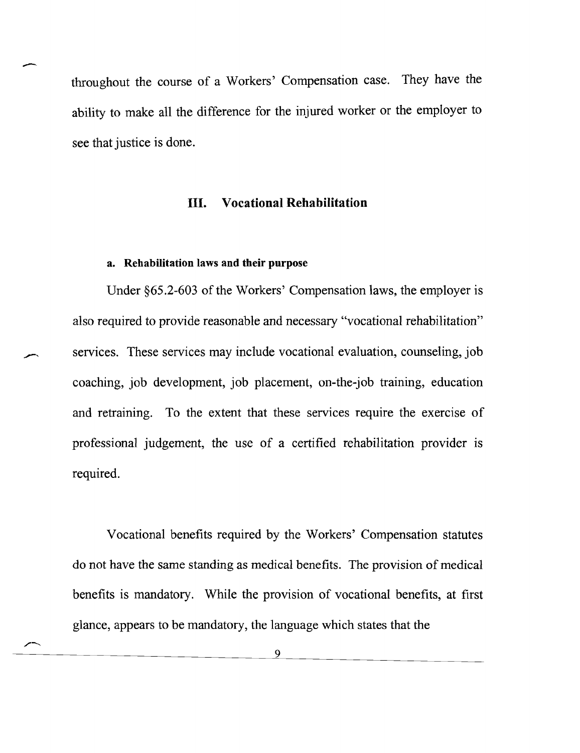throughout the course of a Workers' Compensation case. They have the ability to make all the difference for the injured worker or the employer to see that justice is done.

## III. Vocational Rehabilitation

### a. Rehabilitation laws and their purpose

Under §65.2-603 of the Workers' Compensation laws, the employer is also required to provide reasonable and necessary "vocational rehabilitation" services. These services may include vocational evaluation, counseling, job coaching, job development, job placement, on-the-job training, education and retraining. To the extent that these services require the exercise of professional judgement, the use of a certified rehabilitation provider is required.

Vocational benefits required by the Workers' Compensation statutes do not have the same standing as medical benefits. The provision of medical benefits is mandatory. While the provision of vocational benefits, at first glance, appears to be mandatory, the language which states that the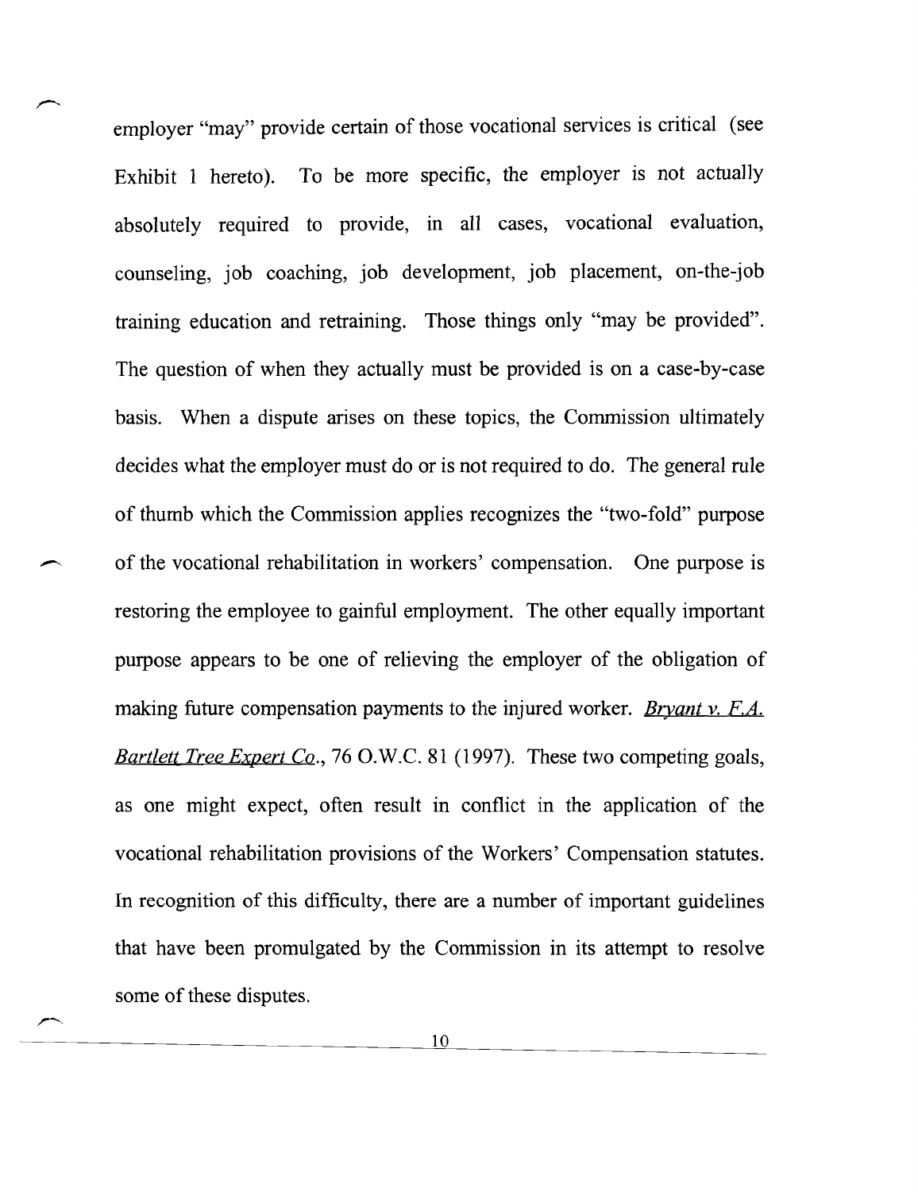employer "may" provide certain of those vocational services is critical (see Exhibit 1 hereto). To be more specific, the employer is not actually absolutely required to provide, in all cases, vocational evaluation, counseling, job coaching, job development, job placement, on-the-job training education and retraining. Those things only "may be provided". The question of when they actually must be provided is on a case-by-case basis. When a dispute arises on these topics, the Commission ultimately decides what the employer must do or is not required to do. The general rule of thumb which the Commission applies recognizes the "two-fold" purpose of the vocational rehabilitation in workers' compensation. One purpose is restoring the employee to gainful employment. The other equally important purpose appears to be one of relieving the employer of the obligation of making future compensation payments to the injured worker. *Bryant v. F.A. Bartlett Tree Expert Co.*, 76 O.W.C. 81 (1997). These two competing goals, as one might expect, often result in conflict in the application of the vocational rehabilitation provisions of the Workers' Compensation statutes. In recognition of this difficulty, there are a number of important guidelines that have been promulgated by the Commission in its attempt to resolve some of these disputes.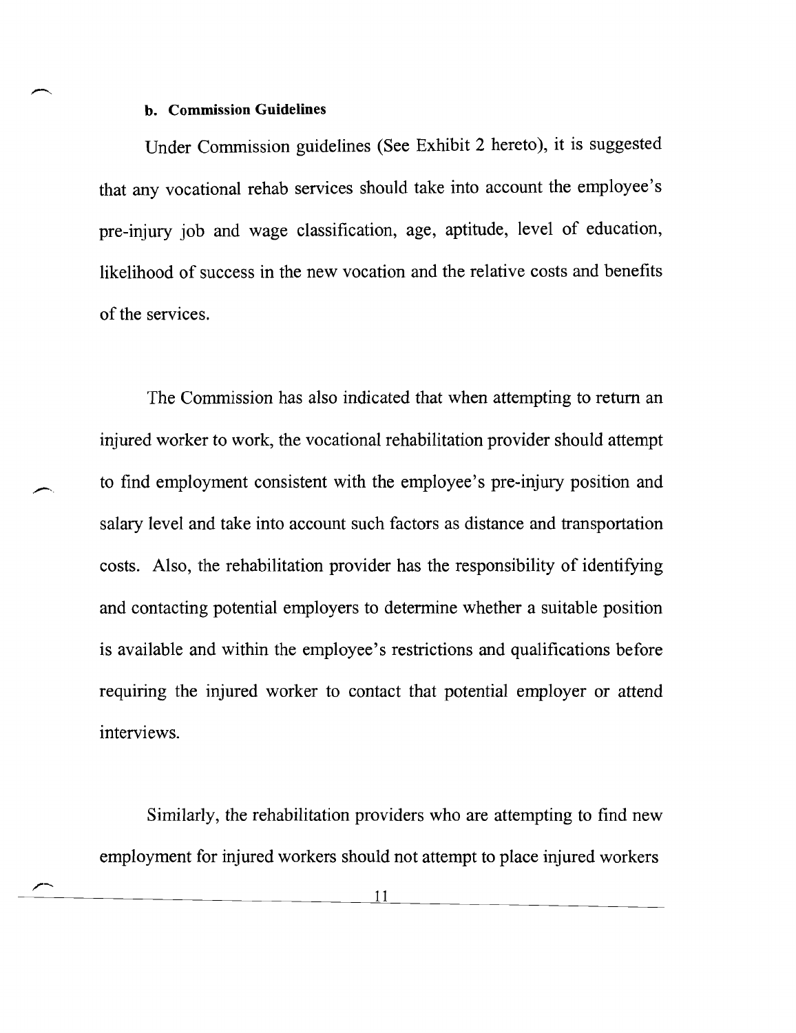**b. Commission Guidelines**

Under Commission guidelines (See Exhibit 2 hereto), it is suggested that any vocational rehab services should take into account the employee's pre-injury job and wage classification, age, aptitude, level of education, likelihood of success in the new vocation and the relative costs and benefits of the services.

The Commission has also indicated that when attempting to return an injured worker to work, the vocational rehabilitation provider should attempt to find employment consistent with the employee's pre-injury position and salary level and take into account such factors as distance and transportation costs. Also, the rehabilitation provider has the responsibility of identifying and contacting potential employers to determine whether a suitable position is available and within the employee's restrictions and qualifications before requiring the injured worker to contact that potential employer or attend interviews.

Similarly, the rehabilitation providers who are attempting to find new employment for injured workers should not attempt to place injured workers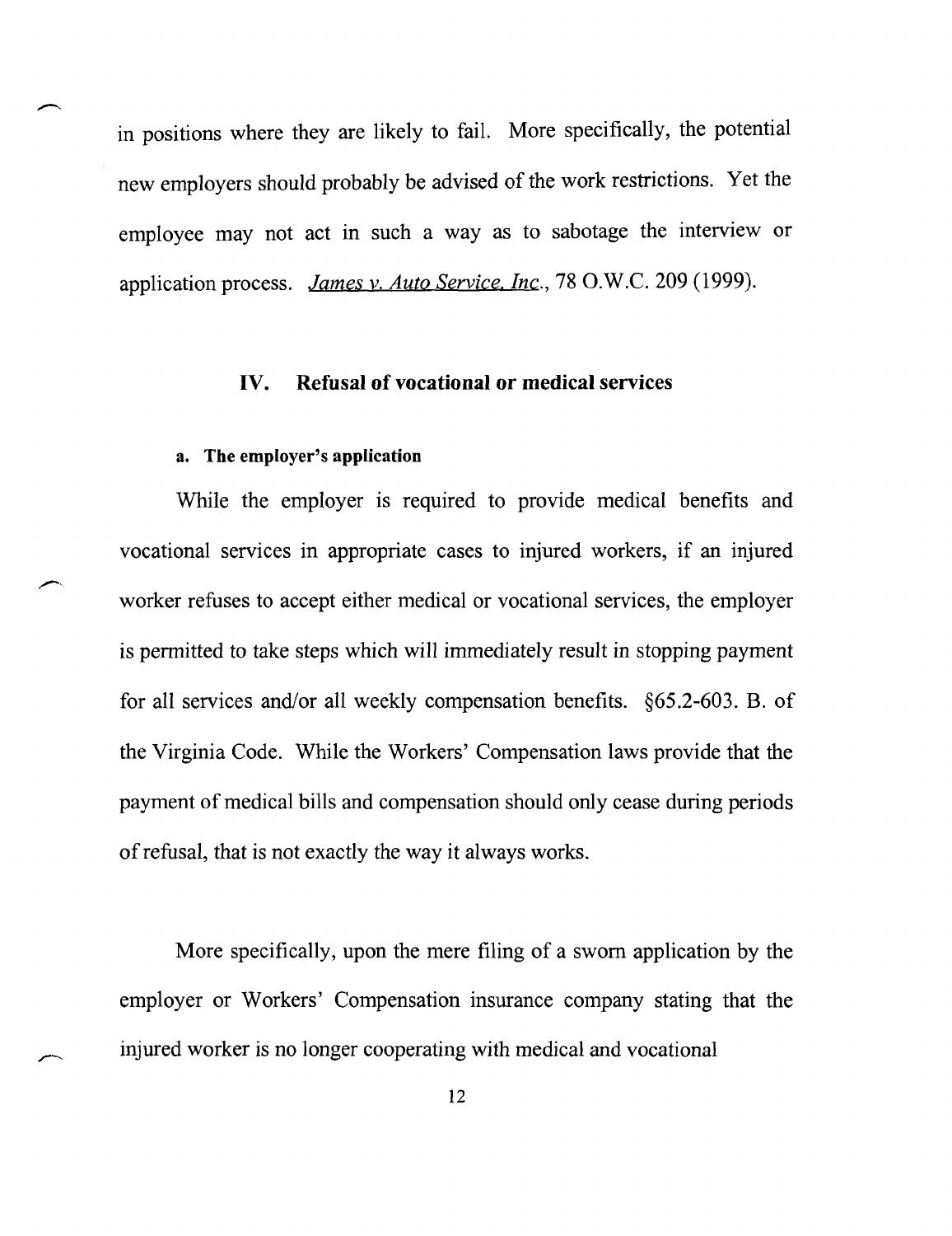in positions where they are likely to fail. More specifically, the potential new employers should probably be advised of the work restrictions. Yet the employee may not act in such a way as to sabotage the interview or application process. *James v. Auto Service, Inc.*, 78 O.W.C. 209 (1999).

## IV. Refusal of vocational or medical services

### a. The employer's application

While the employer is required to provide medical benefits and vocational services in appropriate cases to injured workers, if an injured worker refuses to accept either medical or vocational services, the employer is permitted to take steps which will immediately result in stopping payment for all services and/or all weekly compensation benefits. §65.2-603. B. of the Virginia Code. While the Workers' Compensation laws provide that the payment of medical bills and compensation should only cease during periods of refusal, that is not exactly the way it always works.

More specifically, upon the mere filing of a sworn application by the employer or Workers' Compensation insurance company stating that the injured worker is no longer cooperating with medical and vocational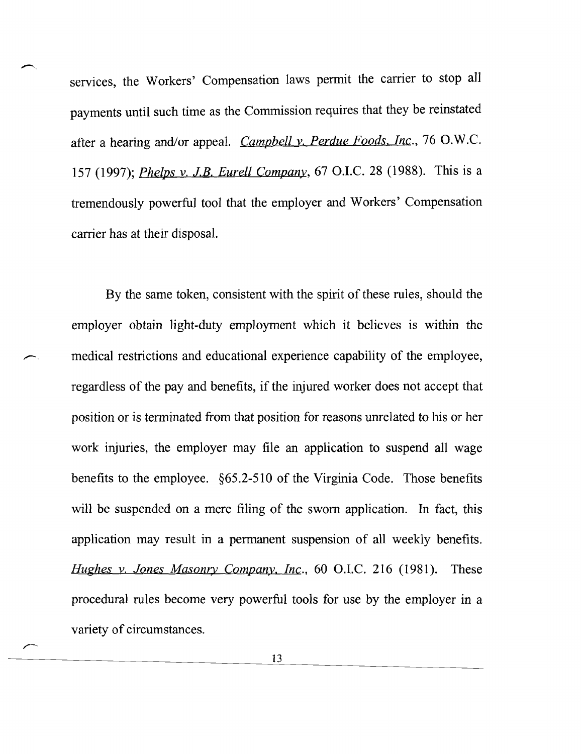services, the Workers' Compensation laws permit the carrier to stop all payments until such time as the Commission requires that they be reinstated after a hearing and/or appeal. *Campbell v. Perdue Foods, Inc.*, 76 O.W.C. 157 (1997); *Phelps v. J.B. Eurell Company*, 67 O.I.C. 28 (1988). This is a tremendously powerful tool that the employer and Workers' Compensation carrier has at their disposal.

By the same token, consistent with the spirit of these rules, should the employer obtain light-duty employment which it believes is within the medical restrictions and educational experience capability of the employee, regardless of the pay and benefits, if the injured worker does not accept that position or is terminated from that position for reasons unrelated to his or her work injuries, the employer may file an application to suspend all wage benefits to the employee. §65.2-510 of the Virginia Code. Those benefits will be suspended on a mere filing of the sworn application. In fact, this application may result in a permanent suspension of all weekly benefits. *Hughes v. Jones Masonry Company, Inc.*, 60 O.I.C. 216 (1981). These procedural rules become very powerful tools for use by the employer in a variety of circumstances.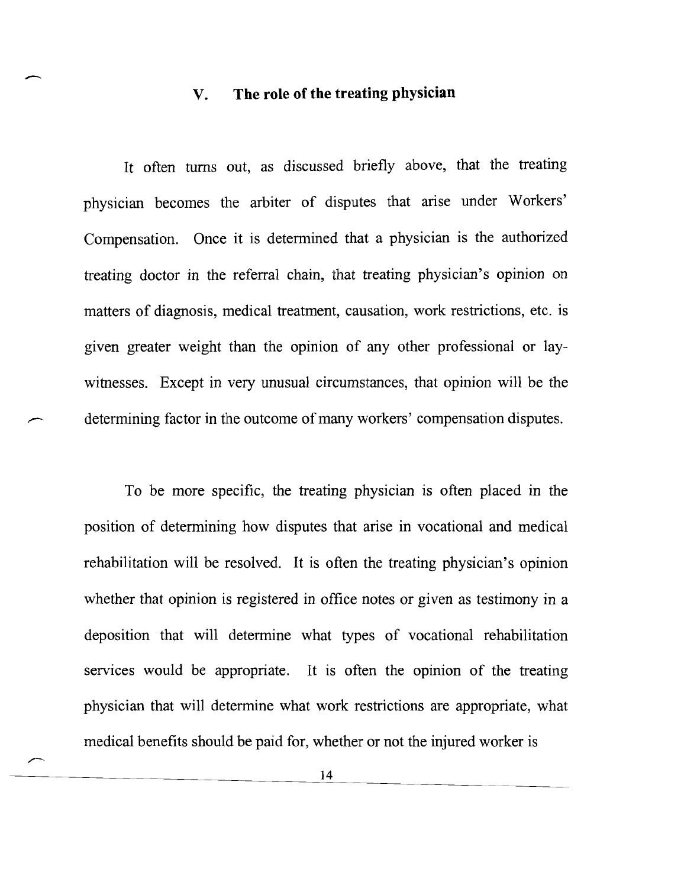## V. The role of the treating physician

It often turns out, as discussed briefly above, that the treating physician becomes the arbiter of disputes that arise under Workers' Compensation. Once it is determined that a physician is the authorized treating doctor in the referral chain, that treating physician's opinion on matters of diagnosis, medical treatment, causation, work restrictions, etc. is given greater weight than the opinion of any other professional or lay-witnesses. Except in very unusual circumstances, that opinion will be the determining factor in the outcome of many workers' compensation disputes.

To be more specific, the treating physician is often placed in the position of determining how disputes that arise in vocational and medical rehabilitation will be resolved. It is often the treating physician's opinion whether that opinion is registered in office notes or given as testimony in a deposition that will determine what types of vocational rehabilitation services would be appropriate. It is often the opinion of the treating physician that will determine what work restrictions are appropriate, what medical benefits should be paid for, whether or not the injured worker is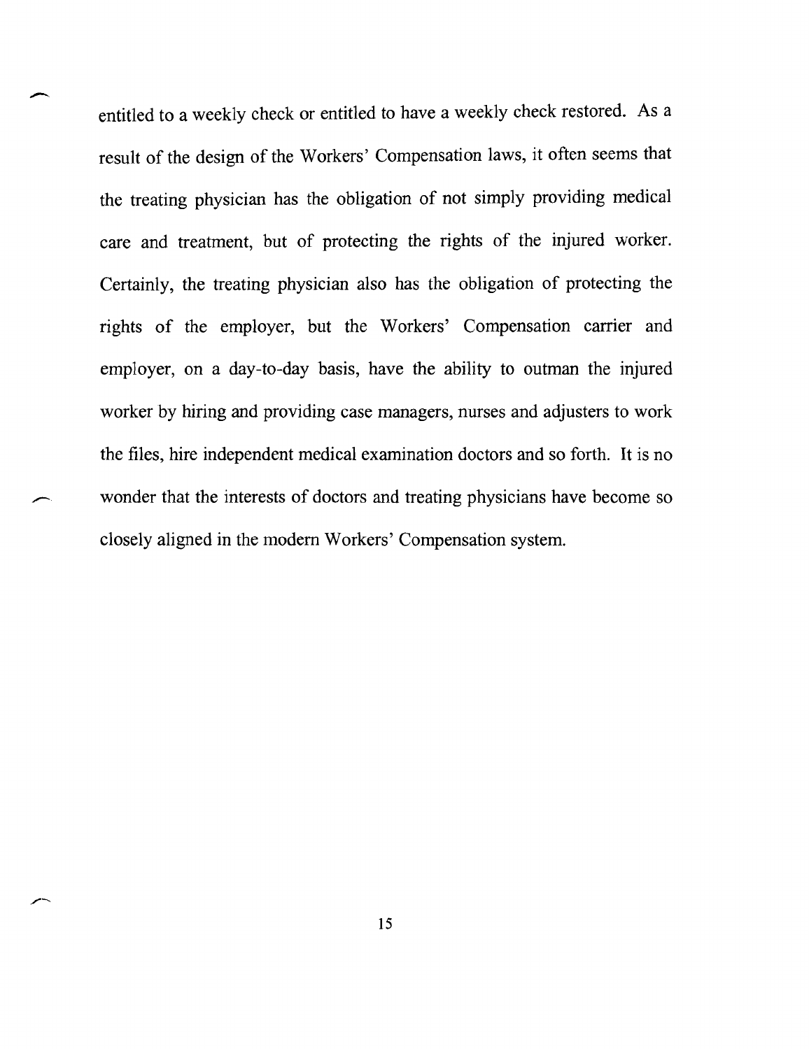entitled to a weekly check or entitled to have a weekly check restored. As a result of the design of the Workers' Compensation laws, it often seems that the treating physician has the obligation of not simply providing medical care and treatment, but of protecting the rights of the injured worker. Certainly, the treating physician also has the obligation of protecting the rights of the employer, but the Workers' Compensation carrier and employer, on a day-to-day basis, have the ability to outman the injured worker by hiring and providing case managers, nurses and adjusters to work the files, hire independent medical examination doctors and so forth. It is no wonder that the interests of doctors and treating physicians have become so closely aligned in the modern Workers' Compensation system.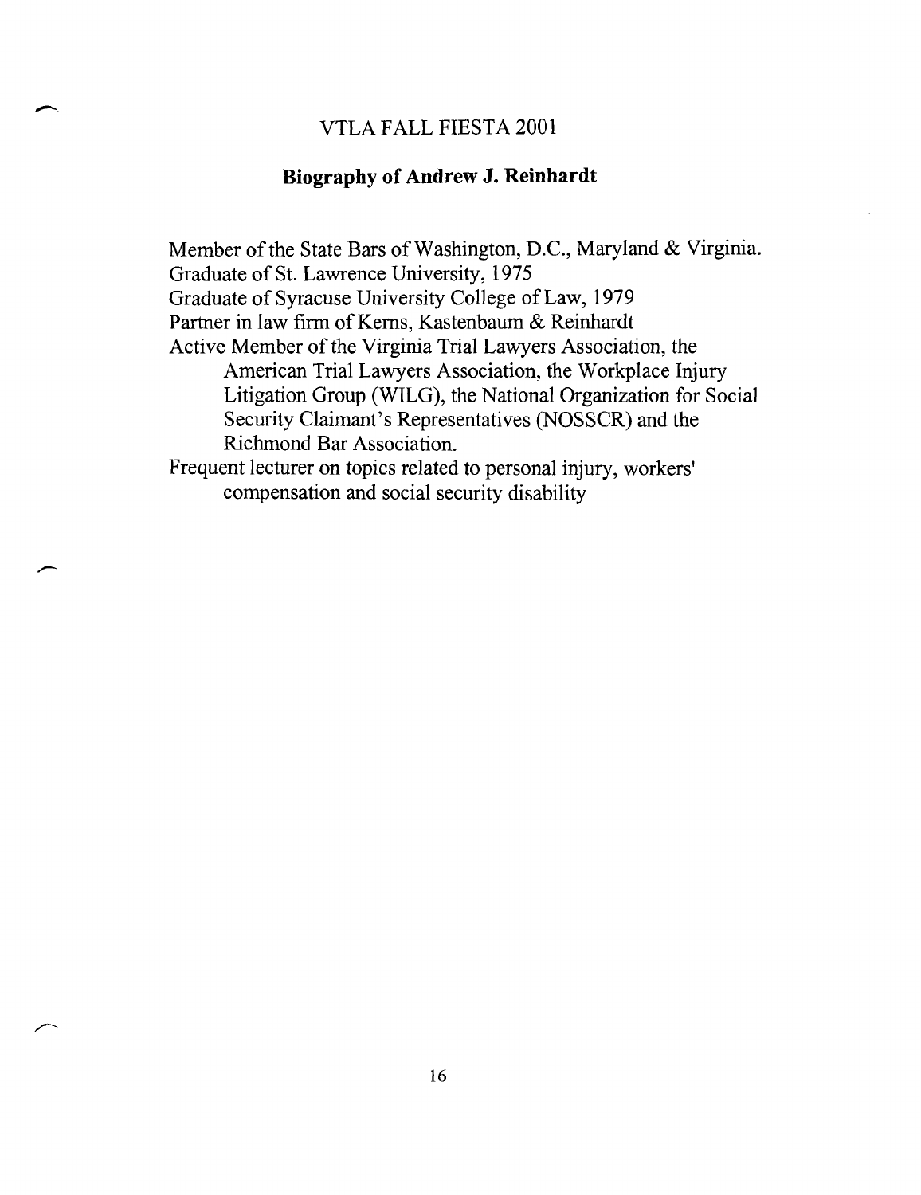VTLA FALL FIESTA 2001

## Biography of Andrew J. Reinhardt

Member of the State Bars of Washington, D.C., Maryland & Virginia.
Graduate of St. Lawrence University, 1975
Graduate of Syracuse University College of Law, 1979
Partner in law firm of Kerns, Kastenbaum & Reinhardt
Active Member of the Virginia Trial Lawyers Association, the American Trial Lawyers Association, the Workplace Injury Litigation Group (WILG), the National Organization for Social Security Claimant's Representatives (NOSSCR) and the Richmond Bar Association.
Frequent lecturer on topics related to personal injury, workers' compensation and social security disability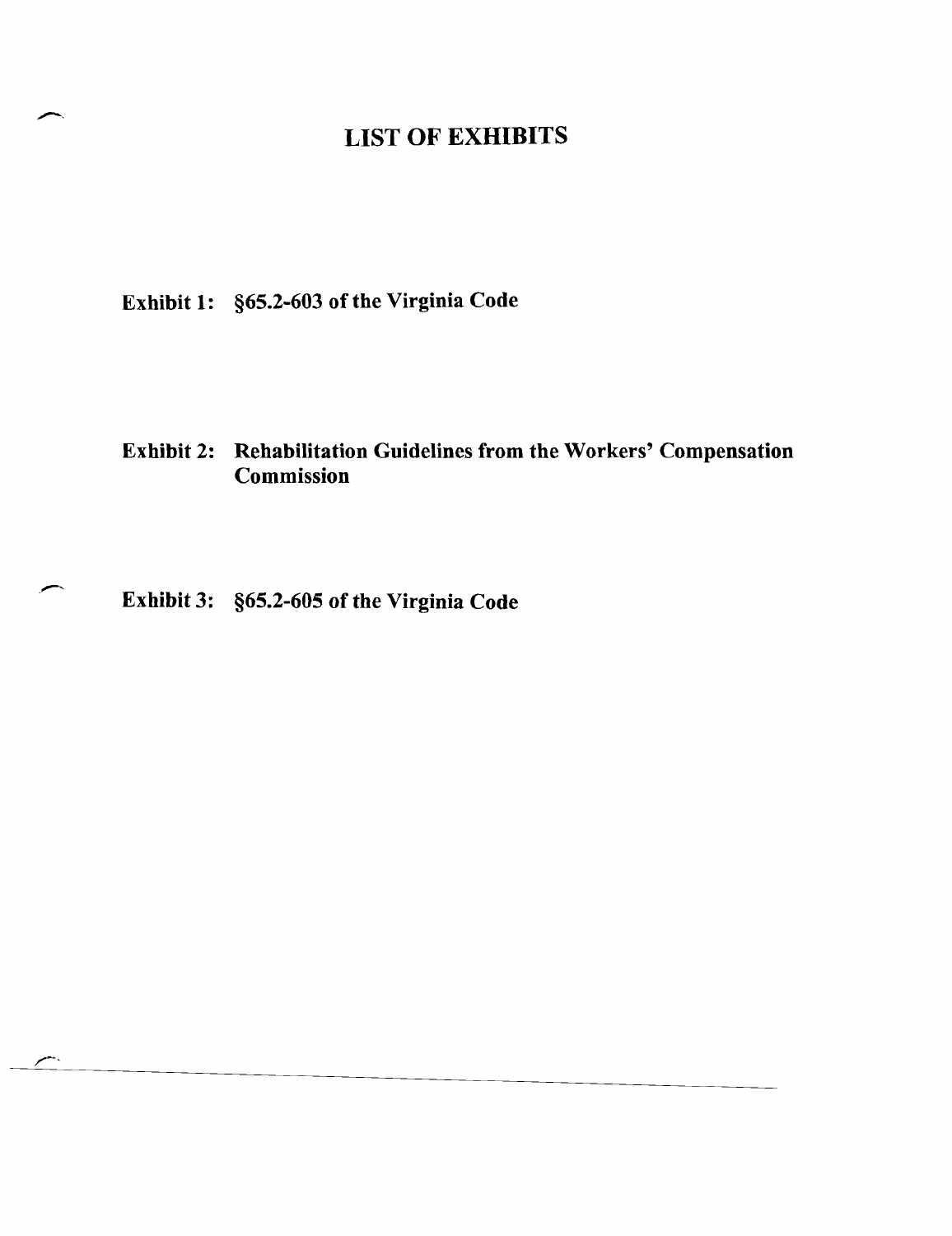# LIST OF EXHIBITS

**Exhibit 1: §65.2-603 of the Virginia Code**

**Exhibit 2: Rehabilitation Guidelines from the Workers' Compensation Commission**

**Exhibit 3: §65.2-605 of the Virginia Code**